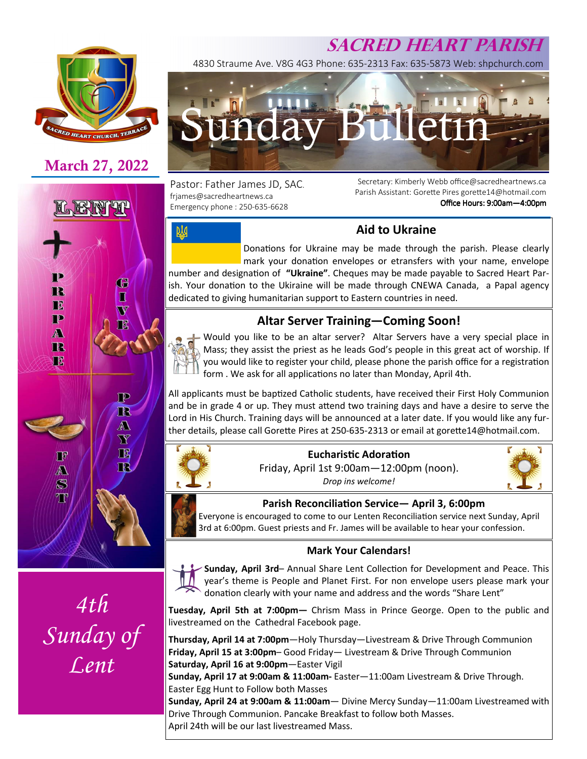# SACRED HEART PARISH

4830 Straume Ave. V8G 4G3 Phone: 635-2313 Fax: 635-5873 Web: shpchurch.com

# Sunday Bulletin

**March 27, 2022**

Pastor: Father James JD, SAC.
frjames@sacredheartnews.ca
Emergency phone : 250-635-6628

Secretary: Kimberly Webb office@sacredheartnews.ca
Parish Assistant: Gorette Pires gorette14@hotmail.com
**Office Hours: 9:00am—4:00pm**

LENT

PREPARE · GIVE · PRAYER · FAST

*4th Sunday of Lent*

## Aid to Ukraine

Donations for Ukraine may be made through the parish. Please clearly mark your donation envelopes or etransfers with your name, envelope number and designation of **"Ukraine"**. Cheques may be made payable to Sacred Heart Parish. Your donation to the Ukiraine will be made through CNEWA Canada, a Papal agency dedicated to giving humanitarian support to Eastern countries in need.

## Altar Server Training—Coming Soon!

Would you like to be an altar server? Altar Servers have a very special place in Mass; they assist the priest as he leads God's people in this great act of worship. If you would like to register your child, please phone the parish office for a registration form . We ask for all applications no later than Monday, April 4th.

All applicants must be baptized Catholic students, have received their First Holy Communion and be in grade 4 or up. They must attend two training days and have a desire to serve the Lord in His Church. Training days will be announced at a later date. If you would like any further details, please call Gorette Pires at 250-635-2313 or email at gorette14@hotmail.com.

## Eucharistic Adoration

Friday, April 1st 9:00am—12:00pm (noon).
*Drop ins welcome!*

## Parish Reconciliation Service— April 3, 6:00pm

Everyone is encouraged to come to our Lenten Reconciliation service next Sunday, April 3rd at 6:00pm. Guest priests and Fr. James will be available to hear your confession.

## Mark Your Calendars!

**Sunday, April 3rd**– Annual Share Lent Collection for Development and Peace. This year's theme is People and Planet First. For non envelope users please mark your donation clearly with your name and address and the words "Share Lent"

**Tuesday, April 5th at 7:00pm—** Chrism Mass in Prince George. Open to the public and livestreamed on the Cathedral Facebook page.

**Thursday, April 14 at 7:00pm**—Holy Thursday—Livestream & Drive Through Communion
**Friday, April 15 at 3:00pm**– Good Friday— Livestream & Drive Through Communion
**Saturday, April 16 at 9:00pm**—Easter Vigil
**Sunday, April 17 at 9:00am & 11:00am-** Easter—11:00am Livestream & Drive Through. Easter Egg Hunt to Follow both Masses
**Sunday, April 24 at 9:00am & 11:00am**— Divine Mercy Sunday—11:00am Livestreamed with Drive Through Communion. Pancake Breakfast to follow both Masses.
April 24th will be our last livestreamed Mass.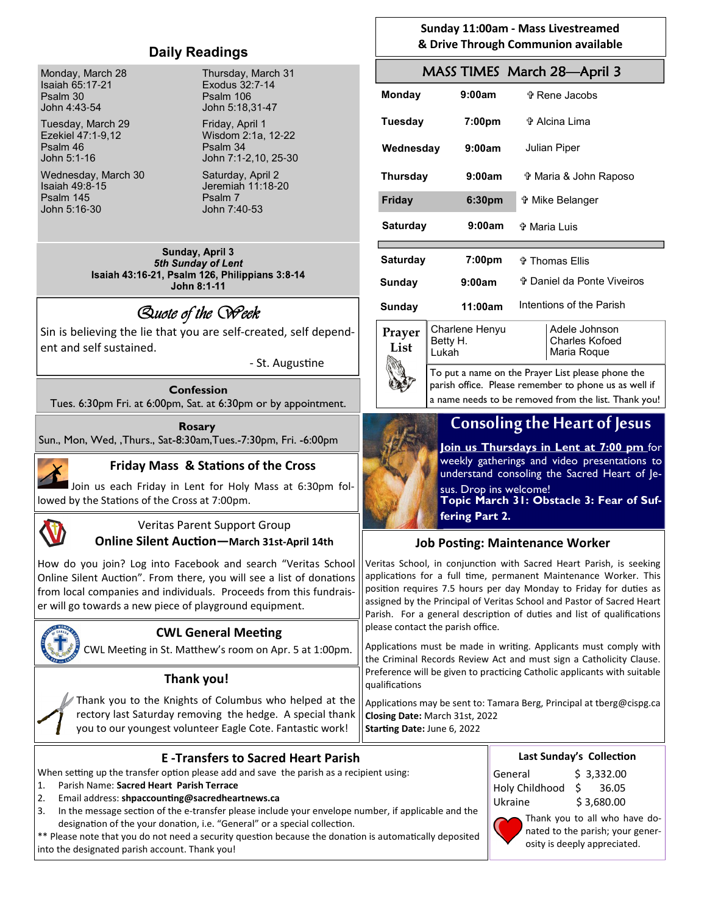## Daily Readings

Monday, March 28
Isaiah 65:17-21
Psalm 30
John 4:43-54

Tuesday, March 29
Ezekiel 47:1-9,12
Psalm 46
John 5:1-16

Wednesday, March 30
Isaiah 49:8-15
Psalm 145
John 5:16-30

Thursday, March 31
Exodus 32:7-14
Psalm 106
John 5:18,31-47

Friday, April 1
Wisdom 2:1a, 12-22
Psalm 34
John 7:1-2,10, 25-30

Saturday, April 2
Jeremiah 11:18-20
Psalm 7
John 7:40-53

**Sunday, April 3**
***5th Sunday of Lent***
**Isaiah 43:16-21, Psalm 126, Philippians 3:8-14**
**John 8:1-11**

### Quote of the Week

Sin is believing the lie that you are self-created, self dependent and self sustained.

- St. Augustine

**Confession**
Tues. 6:30pm Fri. at 6:00pm, Sat. at 6:30pm or by appointment.

**Rosary**
Sun., Mon, Wed, ,Thurs., Sat-8:30am,Tues.-7:30pm, Fri. -6:00pm

### Friday Mass & Stations of the Cross

Join us each Friday in Lent for Holy Mass at 6:30pm followed by the Stations of the Cross at 7:00pm.

### Veritas Parent Support Group
### Online Silent Auction—March 31st-April 14th

How do you join? Log into Facebook and search "Veritas School Online Silent Auction". From there, you will see a list of donations from local companies and individuals. Proceeds from this fundraiser will go towards a new piece of playground equipment.

### CWL General Meeting

CWL Meeting in St. Matthew's room on Apr. 5 at 1:00pm.

### Thank you!

Thank you to the Knights of Columbus who helped at the rectory last Saturday removing the hedge. A special thank you to our youngest volunteer Eagle Cote. Fantastic work!

**Sunday 11:00am - Mass Livestreamed & Drive Through Communion available**

### MASS TIMES March 28—April 3

| | | |
|---|---|---|
| **Monday** | **9:00am** | ✞ Rene Jacobs |
| **Tuesday** | **7:00pm** | ✞ Alcina Lima |
| **Wednesday** | **9:00am** | Julian Piper |
| **Thursday** | **9:00am** | ✞ Maria & John Raposo |
| **Friday** | **6:30pm** | ✞ Mike Belanger |
| **Saturday** | **9:00am** | ✞ Maria Luis |
| **Saturday** | **7:00pm** | ✞ Thomas Ellis |
| **Sunday** | **9:00am** | ✞ Daniel da Ponte Viveiros |
| **Sunday** | **11:00am** | Intentions of the Parish |

### Prayer List

Charlene Henyu
Betty H.
Lukah
Adele Johnson
Charles Kofoed
Maria Roque

To put a name on the Prayer List please phone the parish office. Please remember to phone us as well if a name needs to be removed from the list. Thank you!

### Consoling the Heart of Jesus

**Join us Thursdays in Lent at 7:00 pm** for weekly gatherings and video presentations to understand consoling the Sacred Heart of Jesus. Drop ins welcome!
**Topic March 31: Obstacle 3: Fear of Suffering Part 2.**

### Job Posting: Maintenance Worker

Veritas School, in conjunction with Sacred Heart Parish, is seeking applications for a full time, permanent Maintenance Worker. This position requires 7.5 hours per day Monday to Friday for duties as assigned by the Principal of Veritas School and Pastor of Sacred Heart Parish. For a general description of duties and list of qualifications please contact the parish office.

Applications must be made in writing. Applicants must comply with the Criminal Records Review Act and must sign a Catholicity Clause. Preference will be given to practicing Catholic applicants with suitable qualifications

Applications may be sent to: Tamara Berg, Principal at tberg@cispg.ca
**Closing Date:** March 31st, 2022
**Starting Date:** June 6, 2022

### E -Transfers to Sacred Heart Parish

When setting up the transfer option please add and save the parish as a recipient using:

1. Parish Name: **Sacred Heart Parish Terrace**
2. Email address: **shpaccounting@sacredheartnews.ca**
3. In the message section of the e-transfer please include your envelope number, if applicable and the designation of the your donation, i.e. "General" or a special collection.

** Please note that you do not need a security question because the donation is automatically deposited into the designated parish account. Thank you!

### Last Sunday's Collection

| | |
|---|---|
| General | $ 3,332.00 |
| Holy Childhood | $ 36.05 |
| Ukraine | $ 3,680.00 |

Thank you to all who have donated to the parish; your generosity is deeply appreciated.